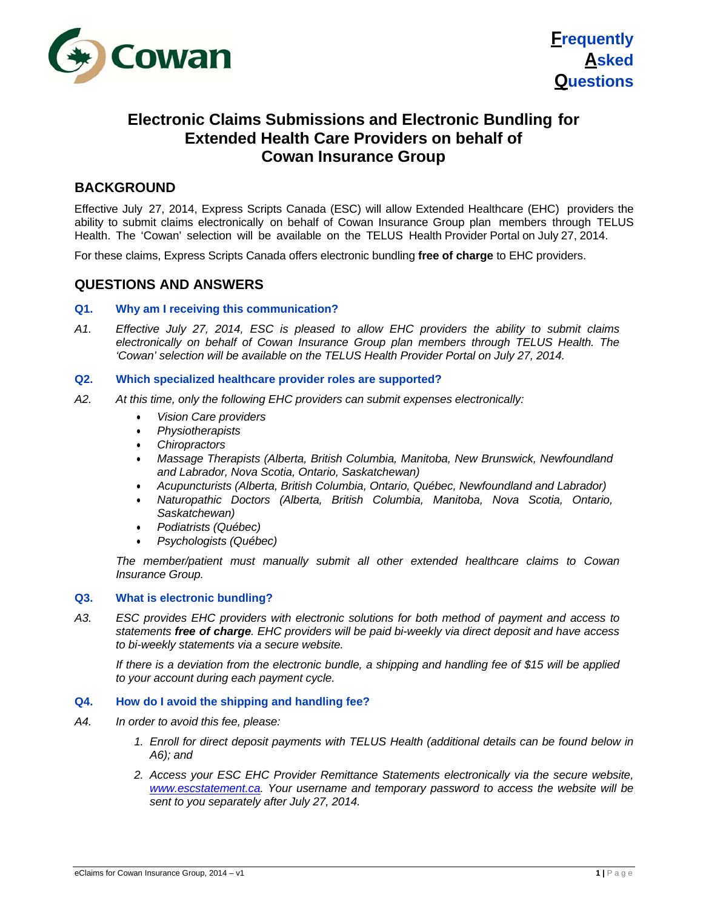**F**requently **A**sked **Q**uestions

# Electronic Claims Submissions and Electronic Bundling for Extended Health Care Providers on behalf of Cowan Insurance Group

## BACKGROUND

Effective July 27, 2014, Express Scripts Canada (ESC) will allow Extended Healthcare (EHC) providers the ability to submit claims electronically on behalf of Cowan Insurance Group plan members through TELUS Health. The 'Cowan' selection will be available on the TELUS Health Provider Portal on July 27, 2014.

For these claims, Express Scripts Canada offers electronic bundling **free of charge** to EHC providers.

## QUESTIONS AND ANSWERS

### Q1. Why am I receiving this communication?

*A1. Effective July 27, 2014, ESC is pleased to allow EHC providers the ability to submit claims electronically on behalf of Cowan Insurance Group plan members through TELUS Health. The 'Cowan' selection will be available on the TELUS Health Provider Portal on July 27, 2014.*

### Q2. Which specialized healthcare provider roles are supported?

*A2. At this time, only the following EHC providers can submit expenses electronically:*

- *Vision Care providers*
- *Physiotherapists*
- *Chiropractors*
- *Massage Therapists (Alberta, British Columbia, Manitoba, New Brunswick, Newfoundland and Labrador, Nova Scotia, Ontario, Saskatchewan)*
- *Acupuncturists (Alberta, British Columbia, Ontario, Québec, Newfoundland and Labrador)*
- *Naturopathic Doctors (Alberta, British Columbia, Manitoba, Nova Scotia, Ontario, Saskatchewan)*
- *Podiatrists (Québec)*
- *Psychologists (Québec)*

*The member/patient must manually submit all other extended healthcare claims to Cowan Insurance Group.*

### Q3. What is electronic bundling?

*A3. ESC provides EHC providers with electronic solutions for both method of payment and access to statements **free of charge**. EHC providers will be paid bi-weekly via direct deposit and have access to bi-weekly statements via a secure website.*

*If there is a deviation from the electronic bundle, a shipping and handling fee of $15 will be applied to your account during each payment cycle.*

### Q4. How do I avoid the shipping and handling fee?

*A4. In order to avoid this fee, please:*

1. *Enroll for direct deposit payments with TELUS Health (additional details can be found below in A6); and*
2. *Access your ESC EHC Provider Remittance Statements electronically via the secure website, www.escstatement.ca. Your username and temporary password to access the website will be sent to you separately after July 27, 2014.*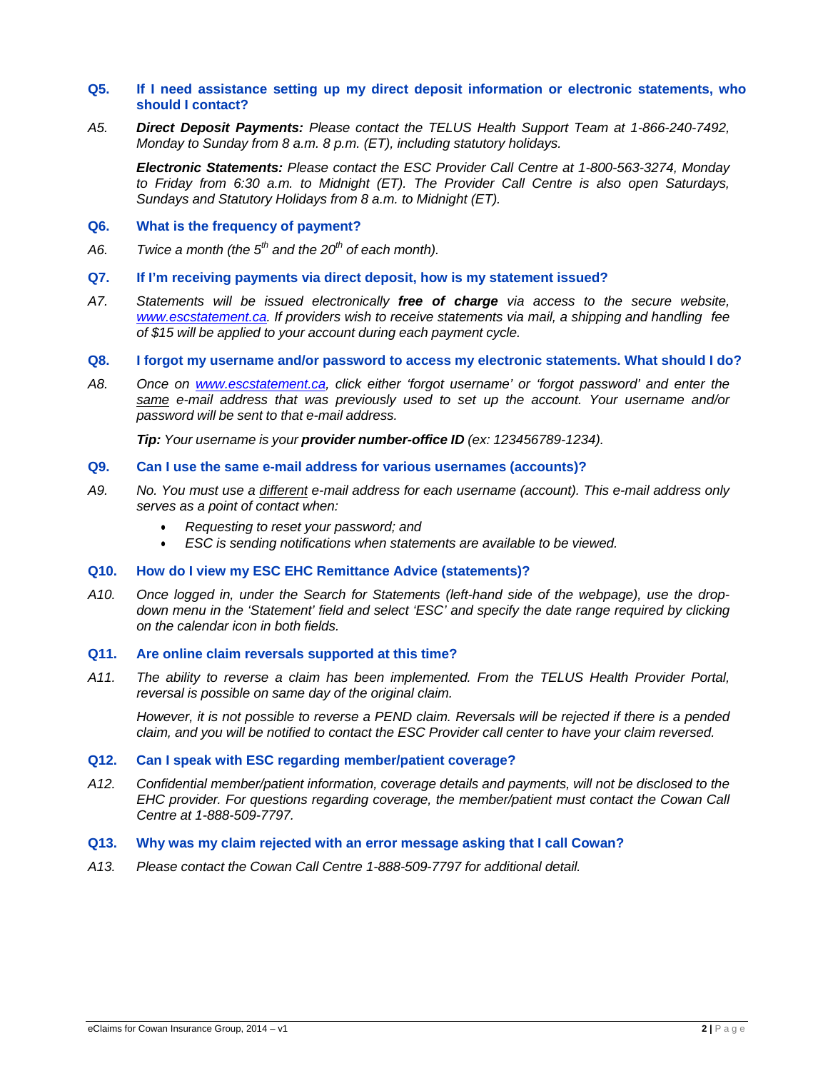**Q5. If I need assistance setting up my direct deposit information or electronic statements, who should I contact?**

*A5.* ***Direct Deposit Payments:*** *Please contact the TELUS Health Support Team at 1-866-240-7492, Monday to Sunday from 8 a.m. 8 p.m. (ET), including statutory holidays.*

***Electronic Statements:*** *Please contact the ESC Provider Call Centre at 1-800-563-3274, Monday to Friday from 6:30 a.m. to Midnight (ET). The Provider Call Centre is also open Saturdays, Sundays and Statutory Holidays from 8 a.m. to Midnight (ET).*

**Q6. What is the frequency of payment?**

*A6. Twice a month (the 5th and the 20th of each month).*

**Q7. If I'm receiving payments via direct deposit, how is my statement issued?**

*A7. Statements will be issued electronically* ***free of charge*** *via access to the secure website, [www.escstatement.ca](www.escstatement.ca). If providers wish to receive statements via mail, a shipping and handling fee of $15 will be applied to your account during each payment cycle.*

**Q8. I forgot my username and/or password to access my electronic statements. What should I do?**

*A8. Once on [www.escstatement.ca](www.escstatement.ca), click either 'forgot username' or 'forgot password' and enter the same e-mail address that was previously used to set up the account. Your username and/or password will be sent to that e-mail address.*

***Tip:*** *Your username is your* ***provider number-office ID*** *(ex: 123456789-1234).*

**Q9. Can I use the same e-mail address for various usernames (accounts)?**

*A9. No. You must use a different e-mail address for each username (account). This e-mail address only serves as a point of contact when:*

- *Requesting to reset your password; and*
- *ESC is sending notifications when statements are available to be viewed.*

**Q10. How do I view my ESC EHC Remittance Advice (statements)?**

*A10. Once logged in, under the Search for Statements (left-hand side of the webpage), use the drop-down menu in the 'Statement' field and select 'ESC' and specify the date range required by clicking on the calendar icon in both fields.*

**Q11. Are online claim reversals supported at this time?**

*A11. The ability to reverse a claim has been implemented. From the TELUS Health Provider Portal, reversal is possible on same day of the original claim.*

*However, it is not possible to reverse a PEND claim. Reversals will be rejected if there is a pended claim, and you will be notified to contact the ESC Provider call center to have your claim reversed.*

**Q12. Can I speak with ESC regarding member/patient coverage?**

*A12. Confidential member/patient information, coverage details and payments, will not be disclosed to the EHC provider. For questions regarding coverage, the member/patient must contact the Cowan Call Centre at 1-888-509-7797.*

**Q13. Why was my claim rejected with an error message asking that I call Cowan?**

*A13. Please contact the Cowan Call Centre 1-888-509-7797 for additional detail.*